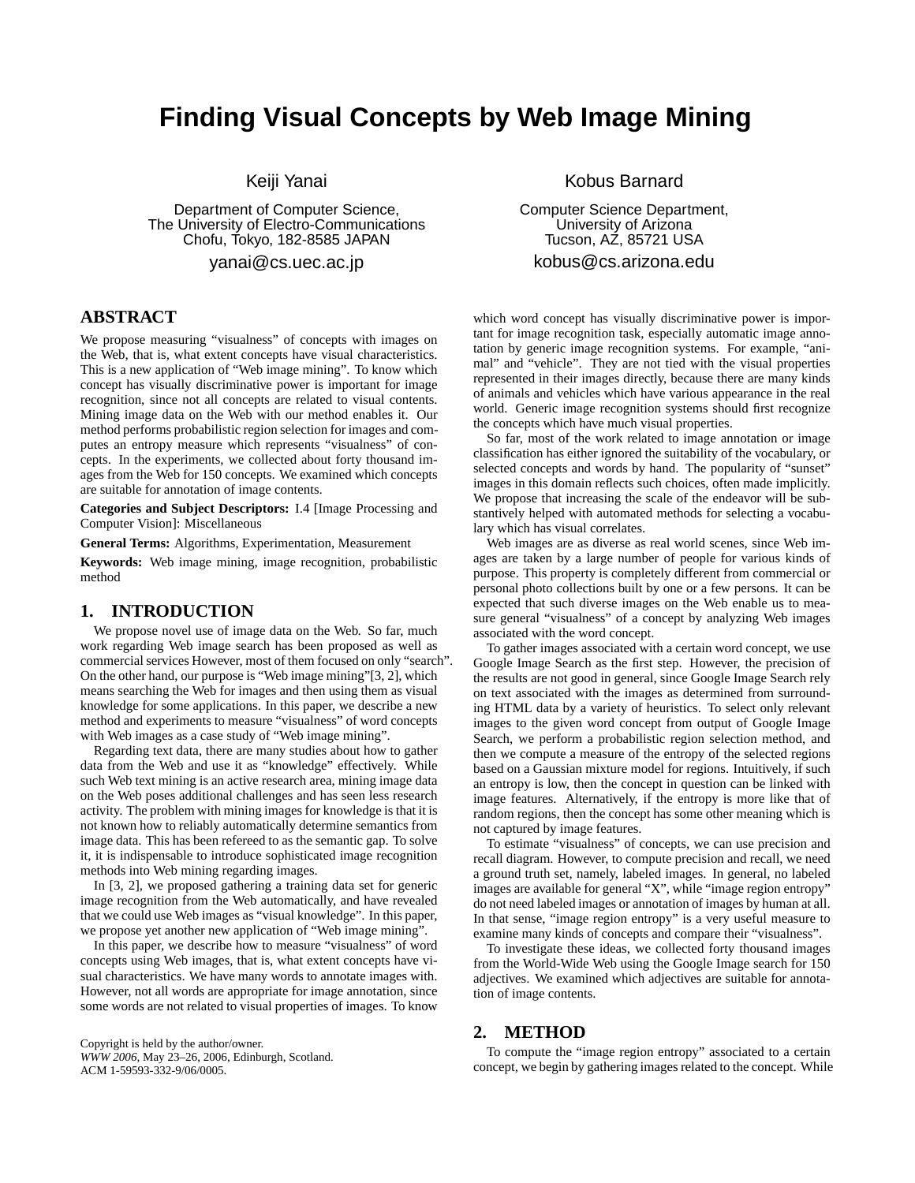# Finding Visual Concepts by Web Image Mining

Keiji Yanai
Department of Computer Science,
The University of Electro-Communications
Chofu, Tokyo, 182-8585 JAPAN
yanai@cs.uec.ac.jp

Kobus Barnard
Computer Science Department,
University of Arizona
Tucson, AZ, 85721 USA
kobus@cs.arizona.edu

## ABSTRACT

We propose measuring "visualness" of concepts with images on the Web, that is, what extent concepts have visual characteristics. This is a new application of "Web image mining". To know which concept has visually discriminative power is important for image recognition, since not all concepts are related to visual contents. Mining image data on the Web with our method enables it. Our method performs probabilistic region selection for images and computes an entropy measure which represents "visualness" of concepts. In the experiments, we collected about forty thousand images from the Web for 150 concepts. We examined which concepts are suitable for annotation of image contents.

**Categories and Subject Descriptors:** I.4 [Image Processing and Computer Vision]: Miscellaneous

**General Terms:** Algorithms, Experimentation, Measurement

**Keywords:** Web image mining, image recognition, probabilistic method

## 1. INTRODUCTION

We propose novel use of image data on the Web. So far, much work regarding Web image search has been proposed as well as commercial services However, most of them focused on only "search". On the other hand, our purpose is "Web image mining"[3, 2], which means searching the Web for images and then using them as visual knowledge for some applications. In this paper, we describe a new method and experiments to measure "visualness" of word concepts with Web images as a case study of "Web image mining".

Regarding text data, there are many studies about how to gather data from the Web and use it as "knowledge" effectively. While such Web text mining is an active research area, mining image data on the Web poses additional challenges and has seen less research activity. The problem with mining images for knowledge is that it is not known how to reliably automatically determine semantics from image data. This has been refereed to as the semantic gap. To solve it, it is indispensable to introduce sophisticated image recognition methods into Web mining regarding images.

In [3, 2], we proposed gathering a training data set for generic image recognition from the Web automatically, and have revealed that we could use Web images as "visual knowledge". In this paper, we propose yet another new application of "Web image mining".

In this paper, we describe how to measure "visualness" of word concepts using Web images, that is, what extent concepts have visual characteristics. We have many words to annotate images with. However, not all words are appropriate for image annotation, since some words are not related to visual properties of images. To know which word concept has visually discriminative power is important for image recognition task, especially automatic image annotation by generic image recognition systems. For example, "animal" and "vehicle". They are not tied with the visual properties represented in their images directly, because there are many kinds of animals and vehicles which have various appearance in the real world. Generic image recognition systems should first recognize the concepts which have much visual properties.

So far, most of the work related to image annotation or image classification has either ignored the suitability of the vocabulary, or selected concepts and words by hand. The popularity of "sunset" images in this domain reflects such choices, often made implicitly. We propose that increasing the scale of the endeavor will be substantively helped with automated methods for selecting a vocabulary which has visual correlates.

Web images are as diverse as real world scenes, since Web images are taken by a large number of people for various kinds of purpose. This property is completely different from commercial or personal photo collections built by one or a few persons. It can be expected that such diverse images on the Web enable us to measure general "visualness" of a concept by analyzing Web images associated with the word concept.

To gather images associated with a certain word concept, we use Google Image Search as the first step. However, the precision of the results are not good in general, since Google Image Search rely on text associated with the images as determined from surrounding HTML data by a variety of heuristics. To select only relevant images to the given word concept from output of Google Image Search, we perform a probabilistic region selection method, and then we compute a measure of the entropy of the selected regions based on a Gaussian mixture model for regions. Intuitively, if such an entropy is low, then the concept in question can be linked with image features. Alternatively, if the entropy is more like that of random regions, then the concept has some other meaning which is not captured by image features.

To estimate "visualness" of concepts, we can use precision and recall diagram. However, to compute precision and recall, we need a ground truth set, namely, labeled images. In general, no labeled images are available for general "X", while "image region entropy" do not need labeled images or annotation of images by human at all. In that sense, "image region entropy" is a very useful measure to examine many kinds of concepts and compare their "visualness".

To investigate these ideas, we collected forty thousand images from the World-Wide Web using the Google Image search for 150 adjectives. We examined which adjectives are suitable for annotation of image contents.

## 2. METHOD

To compute the "image region entropy" associated to a certain concept, we begin by gathering images related to the concept. While

Copyright is held by the author/owner.
*WWW 2006*, May 23–26, 2006, Edinburgh, Scotland.
ACM 1-59593-332-9/06/0005.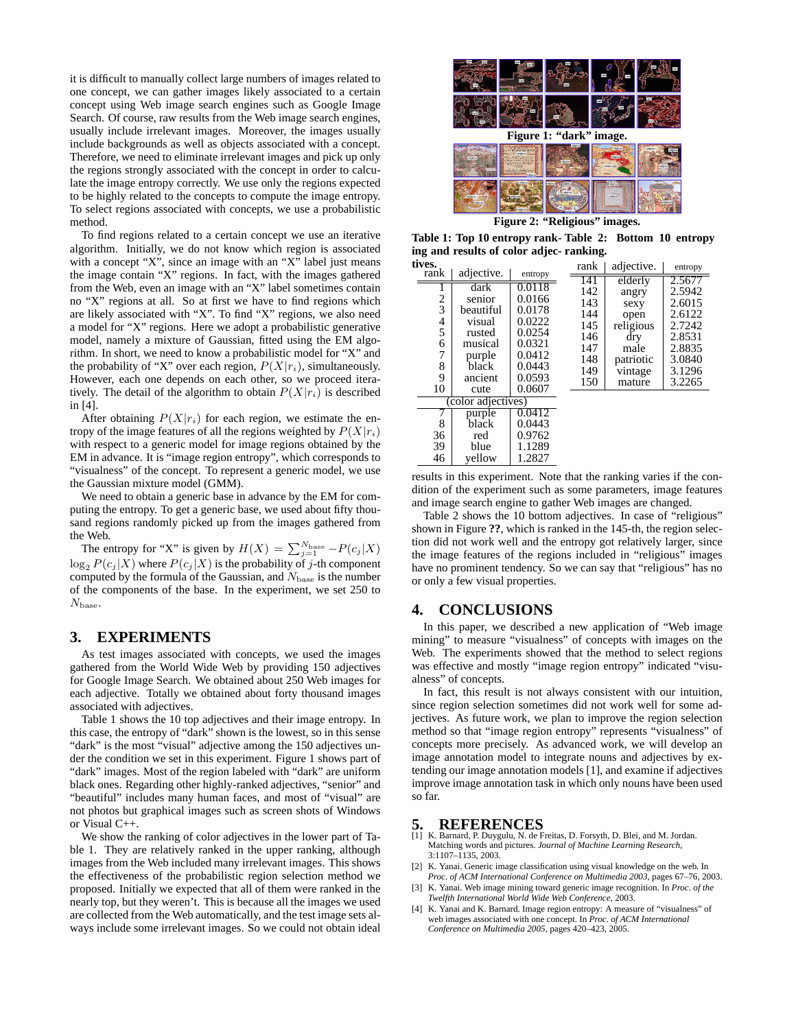it is difficult to manually collect large numbers of images related to one concept, we can gather images likely associated to a certain concept using Web image search engines such as Google Image Search. Of course, raw results from the Web image search engines, usually include irrelevant images. Moreover, the images usually include backgrounds as well as objects associated with a concept. Therefore, we need to eliminate irrelevant images and pick up only the regions strongly associated with the concept in order to calculate the image entropy correctly. We use only the regions expected to be highly related to the concepts to compute the image entropy. To select regions associated with concepts, we use a probabilistic method.

To find regions related to a certain concept we use an iterative algorithm. Initially, we do not know which region is associated with a concept "X", since an image with an "X" label just means the image contain "X" regions. In fact, with the images gathered from the Web, even an image with an "X" label sometimes contain no "X" regions at all. So at first we have to find regions which are likely associated with "X". To find "X" regions, we also need a model for "X" regions. Here we adopt a probabilistic generative model, namely a mixture of Gaussian, fitted using the EM algorithm. In short, we need to know a probabilistic model for "X" and the probability of "X" over each region, $P(X|r_i)$, simultaneously. However, each one depends on each other, so we proceed iteratively. The detail of the algorithm to obtain $P(X|r_i)$ is described in [4].

After obtaining $P(X|r_i)$ for each region, we estimate the entropy of the image features of all the regions weighted by $P(X|r_i)$ with respect to a generic model for image regions obtained by the EM in advance. It is "image region entropy", which corresponds to "visualness" of the concept. To represent a generic model, we use the Gaussian mixture model (GMM).

We need to obtain a generic base in advance by the EM for computing the entropy. To get a generic base, we used about fifty thousand regions randomly picked up from the images gathered from the Web.

The entropy for "X" is given by $H(X) = \sum_{j=1}^{N_{\rm base}} -P(c_j|X) \log_2 P(c_j|X)$ where $P(c_j|X)$ is the probability of $j$-th component computed by the formula of the Gaussian, and $N_{\rm base}$ is the number of the components of the base. In the experiment, we set 250 to $N_{\rm base}$.

## 3. EXPERIMENTS

As test images associated with concepts, we used the images gathered from the World Wide Web by providing 150 adjectives for Google Image Search. We obtained about 250 Web images for each adjective. Totally we obtained about forty thousand images associated with adjectives.

Table 1 shows the 10 top adjectives and their image entropy. In this case, the entropy of "dark" shown is the lowest, so in this sense "dark" is the most "visual" adjective among the 150 adjectives under the condition we set in this experiment. Figure 1 shows part of "dark" images. Most of the region labeled with "dark" are uniform black ones. Regarding other highly-ranked adjectives, "senior" and "beautiful" includes many human faces, and most of "visual" are not photos but graphical images such as screen shots of Windows or Visual C++.

We show the ranking of color adjectives in the lower part of Table 1. They are relatively ranked in the upper ranking, although images from the Web included many irrelevant images. This shows the effectiveness of the probabilistic region selection method we proposed. Initially we expected that all of them were ranked in the nearly top, but they weren't. This is because all the images we used are collected from the Web automatically, and the test image sets always include some irrelevant images. So we could not obtain ideal results in this experiment. Note that the ranking varies if the condition of the experiment such as some parameters, image features and image search engine to gather Web images are changed.

Figure 1: "dark" image.

Figure 2: "Religious" images.

**Table 1: Top 10 entropy ranking and results of color adjectives.**

| rank | adjective. | entropy |
|---|---|---|
| 1 | dark | 0.0118 |
| 2 | senior | 0.0166 |
| 3 | beautiful | 0.0178 |
| 4 | visual | 0.0222 |
| 5 | rusted | 0.0254 |
| 6 | musical | 0.0321 |
| 7 | purple | 0.0412 |
| 8 | black | 0.0443 |
| 9 | ancient | 0.0593 |
| 10 | cute | 0.0607 |
| (color adjectives) | | |
| 7 | purple | 0.0412 |
| 8 | black | 0.0443 |
| 36 | red | 0.9762 |
| 39 | blue | 1.1289 |
| 46 | yellow | 1.2827 |

**Table 2: Bottom 10 entropy ranking.**

| rank | adjective. | entropy |
|---|---|---|
| 141 | elderly | 2.5677 |
| 142 | angry | 2.5942 |
| 143 | sexy | 2.6015 |
| 144 | open | 2.6122 |
| 145 | religious | 2.7242 |
| 146 | dry | 2.8531 |
| 147 | male | 2.8835 |
| 148 | patriotic | 3.0840 |
| 149 | vintage | 3.1296 |
| 150 | mature | 3.2265 |

Table 2 shows the 10 bottom adjectives. In case of "religious" shown in Figure **??**, which is ranked in the 145-th, the region selection did not work well and the entropy got relatively larger, since the image features of the regions included in "religious" images have no prominent tendency. So we can say that "religious" has no or only a few visual properties.

## 4. CONCLUSIONS

In this paper, we described a new application of "Web image mining" to measure "visualness" of concepts with images on the Web. The experiments showed that the method to select regions was effective and mostly "image region entropy" indicated "visualness" of concepts.

In fact, this result is not always consistent with our intuition, since region selection sometimes did not work well for some adjectives. As future work, we plan to improve the region selection method so that "image region entropy" represents "visualness" of concepts more precisely. As advanced work, we will develop an image annotation model to integrate nouns and adjectives by extending our image annotation models [1], and examine if adjectives improve image annotation task in which only nouns have been used so far.

## 5. REFERENCES

[1] K. Barnard, P. Duygulu, N. de Freitas, D. Forsyth, D. Blei, and M. Jordan. Matching words and pictures. *Journal of Machine Learning Research*, 3:1107–1135, 2003.

[2] K. Yanai. Generic image classification using visual knowledge on the web. In *Proc. of ACM International Conference on Multimedia 2003*, pages 67–76, 2003.

[3] K. Yanai. Web image mining toward generic image recognition. In *Proc. of the Twelfth International World Wide Web Conference*, 2003.

[4] K. Yanai and K. Barnard. Image region entropy: A measure of "visualness" of web images associated with one concept. In *Proc. of ACM International Conference on Multimedia 2005*, pages 420–423, 2005.